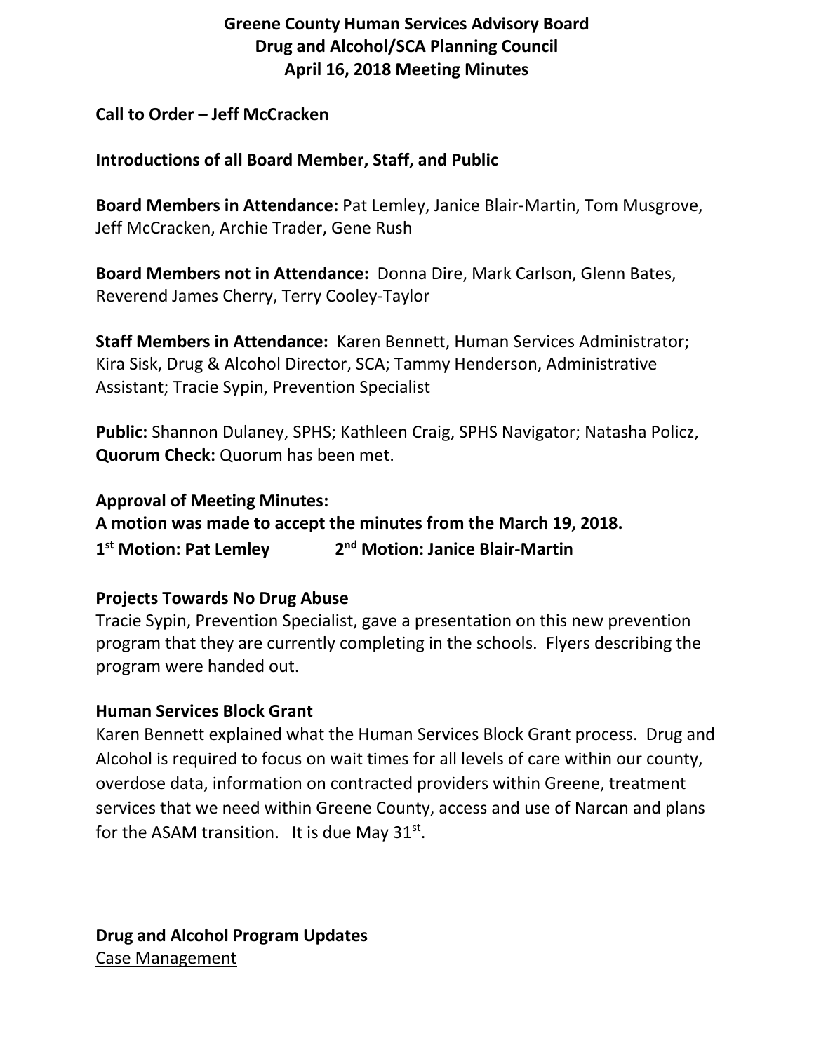# Greene County Human Services Advisory Board
## Drug and Alcohol/SCA Planning Council
## April 16, 2018 Meeting Minutes

**Call to Order – Jeff McCracken**

**Introductions of all Board Member, Staff, and Public**

**Board Members in Attendance:** Pat Lemley, Janice Blair-Martin, Tom Musgrove, Jeff McCracken, Archie Trader, Gene Rush

**Board Members not in Attendance:** Donna Dire, Mark Carlson, Glenn Bates, Reverend James Cherry, Terry Cooley-Taylor

**Staff Members in Attendance:** Karen Bennett, Human Services Administrator; Kira Sisk, Drug & Alcohol Director, SCA; Tammy Henderson, Administrative Assistant; Tracie Sypin, Prevention Specialist

**Public:** Shannon Dulaney, SPHS; Kathleen Craig, SPHS Navigator; Natasha Policz,
**Quorum Check:** Quorum has been met.

**Approval of Meeting Minutes:**
**A motion was made to accept the minutes from the March 19, 2018.**
**1st Motion: Pat Lemley 2nd Motion: Janice Blair-Martin**

**Projects Towards No Drug Abuse**
Tracie Sypin, Prevention Specialist, gave a presentation on this new prevention program that they are currently completing in the schools. Flyers describing the program were handed out.

**Human Services Block Grant**
Karen Bennett explained what the Human Services Block Grant process. Drug and Alcohol is required to focus on wait times for all levels of care within our county, overdose data, information on contracted providers within Greene, treatment services that we need within Greene County, access and use of Narcan and plans for the ASAM transition. It is due May 31st.

**Drug and Alcohol Program Updates**
<u>Case Management</u>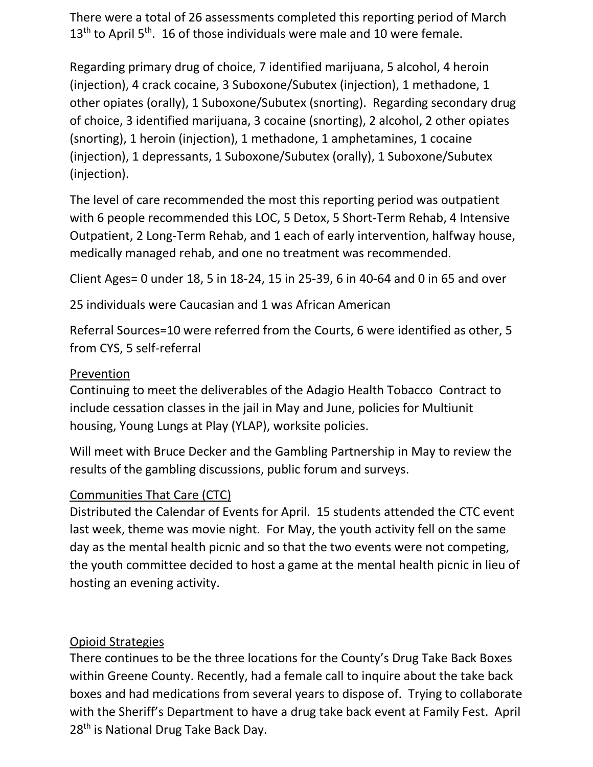There were a total of 26 assessments completed this reporting period of March 13th to April 5th. 16 of those individuals were male and 10 were female.

Regarding primary drug of choice, 7 identified marijuana, 5 alcohol, 4 heroin (injection), 4 crack cocaine, 3 Suboxone/Subutex (injection), 1 methadone, 1 other opiates (orally), 1 Suboxone/Subutex (snorting). Regarding secondary drug of choice, 3 identified marijuana, 3 cocaine (snorting), 2 alcohol, 2 other opiates (snorting), 1 heroin (injection), 1 methadone, 1 amphetamines, 1 cocaine (injection), 1 depressants, 1 Suboxone/Subutex (orally), 1 Suboxone/Subutex (injection).

The level of care recommended the most this reporting period was outpatient with 6 people recommended this LOC, 5 Detox, 5 Short-Term Rehab, 4 Intensive Outpatient, 2 Long-Term Rehab, and 1 each of early intervention, halfway house, medically managed rehab, and one no treatment was recommended.

Client Ages= 0 under 18, 5 in 18-24, 15 in 25-39, 6 in 40-64 and 0 in 65 and over

25 individuals were Caucasian and 1 was African American

Referral Sources=10 were referred from the Courts, 6 were identified as other, 5 from CYS, 5 self-referral

<u>Prevention</u>

Continuing to meet the deliverables of the Adagio Health Tobacco Contract to include cessation classes in the jail in May and June, policies for Multiunit housing, Young Lungs at Play (YLAP), worksite policies.

Will meet with Bruce Decker and the Gambling Partnership in May to review the results of the gambling discussions, public forum and surveys.

<u>Communities That Care (CTC)</u>

Distributed the Calendar of Events for April. 15 students attended the CTC event last week, theme was movie night. For May, the youth activity fell on the same day as the mental health picnic and so that the two events were not competing, the youth committee decided to host a game at the mental health picnic in lieu of hosting an evening activity.

<u>Opioid Strategies</u>

There continues to be the three locations for the County's Drug Take Back Boxes within Greene County. Recently, had a female call to inquire about the take back boxes and had medications from several years to dispose of. Trying to collaborate with the Sheriff's Department to have a drug take back event at Family Fest. April 28th is National Drug Take Back Day.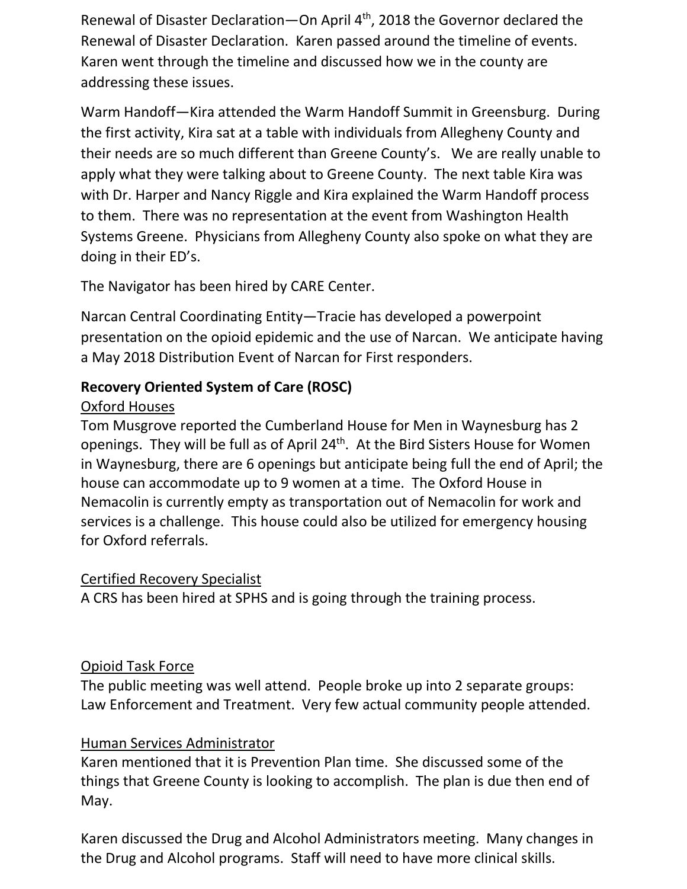Renewal of Disaster Declaration—On April 4th, 2018 the Governor declared the Renewal of Disaster Declaration. Karen passed around the timeline of events. Karen went through the timeline and discussed how we in the county are addressing these issues.

Warm Handoff—Kira attended the Warm Handoff Summit in Greensburg. During the first activity, Kira sat at a table with individuals from Allegheny County and their needs are so much different than Greene County's. We are really unable to apply what they were talking about to Greene County. The next table Kira was with Dr. Harper and Nancy Riggle and Kira explained the Warm Handoff process to them. There was no representation at the event from Washington Health Systems Greene. Physicians from Allegheny County also spoke on what they are doing in their ED's.

The Navigator has been hired by CARE Center.

Narcan Central Coordinating Entity—Tracie has developed a powerpoint presentation on the opioid epidemic and the use of Narcan. We anticipate having a May 2018 Distribution Event of Narcan for First responders.

**Recovery Oriented System of Care (ROSC)**

<u>Oxford Houses</u>

Tom Musgrove reported the Cumberland House for Men in Waynesburg has 2 openings. They will be full as of April 24th. At the Bird Sisters House for Women in Waynesburg, there are 6 openings but anticipate being full the end of April; the house can accommodate up to 9 women at a time. The Oxford House in Nemacolin is currently empty as transportation out of Nemacolin for work and services is a challenge. This house could also be utilized for emergency housing for Oxford referrals.

<u>Certified Recovery Specialist</u>

A CRS has been hired at SPHS and is going through the training process.

<u>Opioid Task Force</u>

The public meeting was well attend. People broke up into 2 separate groups: Law Enforcement and Treatment. Very few actual community people attended.

<u>Human Services Administrator</u>

Karen mentioned that it is Prevention Plan time. She discussed some of the things that Greene County is looking to accomplish. The plan is due then end of May.

Karen discussed the Drug and Alcohol Administrators meeting. Many changes in the Drug and Alcohol programs. Staff will need to have more clinical skills.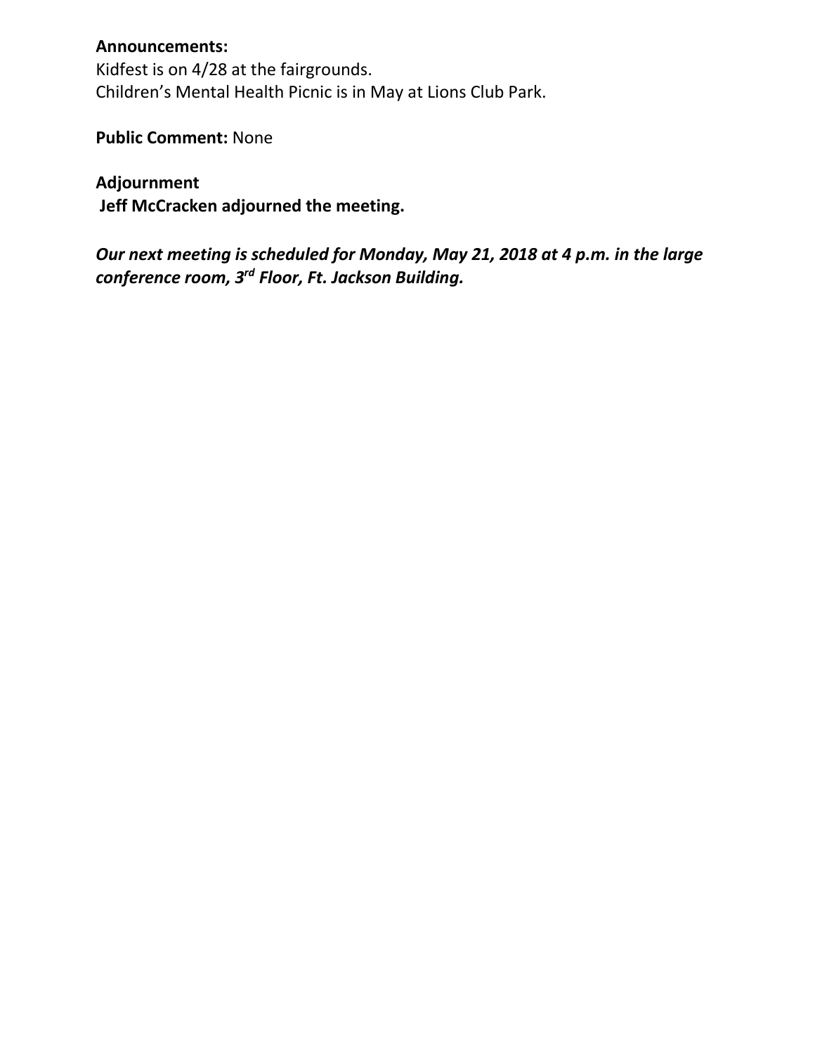**Announcements:**
Kidfest is on 4/28 at the fairgrounds.
Children's Mental Health Picnic is in May at Lions Club Park.

**Public Comment:** None

**Adjournment**
**Jeff McCracken adjourned the meeting.**

***Our next meeting is scheduled for Monday, May 21, 2018 at 4 p.m. in the large conference room, 3rd Floor, Ft. Jackson Building.***